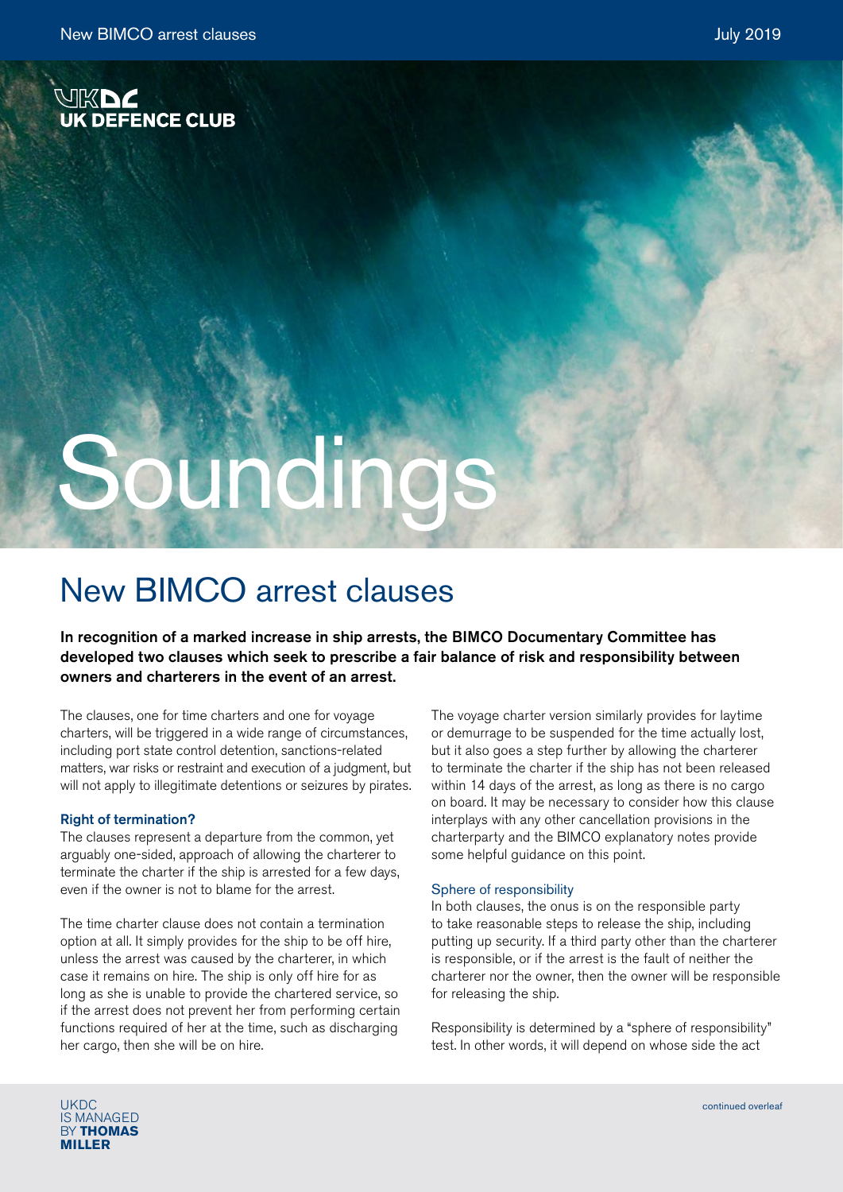UK DEFENCE CLUB

# Soundings

## New BIMCO arrest clauses

**In recognition of a marked increase in ship arrests, the BIMCO Documentary Committee has developed two clauses which seek to prescribe a fair balance of risk and responsibility between owners and charterers in the event of an arrest.**

The clauses, one for time charters and one for voyage charters, will be triggered in a wide range of circumstances, including port state control detention, sanctions-related matters, war risks or restraint and execution of a judgment, but will not apply to illegitimate detentions or seizures by pirates.

### Right of termination?

The clauses represent a departure from the common, yet arguably one-sided, approach of allowing the charterer to terminate the charter if the ship is arrested for a few days, even if the owner is not to blame for the arrest.

The time charter clause does not contain a termination option at all. It simply provides for the ship to be off hire, unless the arrest was caused by the charterer, in which case it remains on hire. The ship is only off hire for as long as she is unable to provide the chartered service, so if the arrest does not prevent her from performing certain functions required of her at the time, such as discharging her cargo, then she will be on hire.

The voyage charter version similarly provides for laytime or demurrage to be suspended for the time actually lost, but it also goes a step further by allowing the charterer to terminate the charter if the ship has not been released within 14 days of the arrest, as long as there is no cargo on board. It may be necessary to consider how this clause interplays with any other cancellation provisions in the charterparty and the BIMCO explanatory notes provide some helpful guidance on this point.

### Sphere of responsibility

In both clauses, the onus is on the responsible party to take reasonable steps to release the ship, including putting up security. If a third party other than the charterer is responsible, or if the arrest is the fault of neither the charterer nor the owner, then the owner will be responsible for releasing the ship.

Responsibility is determined by a "sphere of responsibility" test. In other words, it will depend on whose side the act

continued overleaf

UKDC IS MANAGED BY **THOMAS MILLER**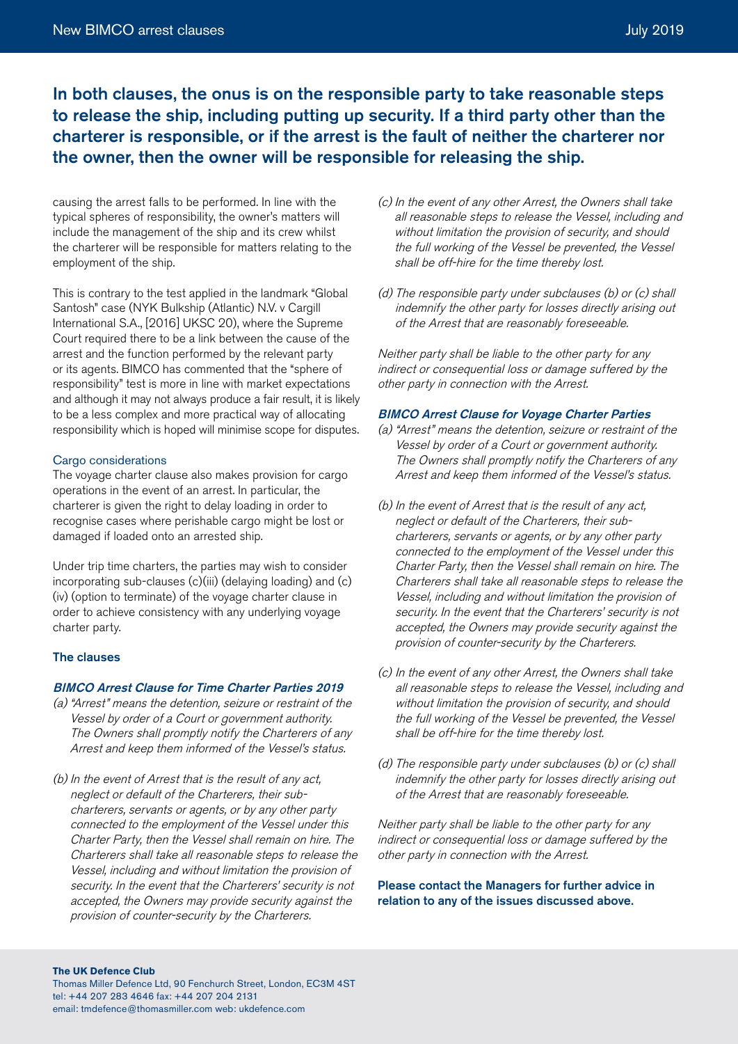**In both clauses, the onus is on the responsible party to take reasonable steps to release the ship, including putting up security. If a third party other than the charterer is responsible, or if the arrest is the fault of neither the charterer nor the owner, then the owner will be responsible for releasing the ship.**

causing the arrest falls to be performed. In line with the typical spheres of responsibility, the owner's matters will include the management of the ship and its crew whilst the charterer will be responsible for matters relating to the employment of the ship.

This is contrary to the test applied in the landmark "Global Santosh" case (NYK Bulkship (Atlantic) N.V. v Cargill International S.A., [2016] UKSC 20), where the Supreme Court required there to be a link between the cause of the arrest and the function performed by the relevant party or its agents. BIMCO has commented that the "sphere of responsibility" test is more in line with market expectations and although it may not always produce a fair result, it is likely to be a less complex and more practical way of allocating responsibility which is hoped will minimise scope for disputes.

### Cargo considerations

The voyage charter clause also makes provision for cargo operations in the event of an arrest. In particular, the charterer is given the right to delay loading in order to recognise cases where perishable cargo might be lost or damaged if loaded onto an arrested ship.

Under trip time charters, the parties may wish to consider incorporating sub-clauses (c)(iii) (delaying loading) and (c)(iv) (option to terminate) of the voyage charter clause in order to achieve consistency with any underlying voyage charter party.

### The clauses

#### *BIMCO Arrest Clause for Time Charter Parties 2019*

*(a) "Arrest" means the detention, seizure or restraint of the Vessel by order of a Court or government authority. The Owners shall promptly notify the Charterers of any Arrest and keep them informed of the Vessel's status.*

*(b) In the event of Arrest that is the result of any act, neglect or default of the Charterers, their sub-charterers, servants or agents, or by any other party connected to the employment of the Vessel under this Charter Party, then the Vessel shall remain on hire. The Charterers shall take all reasonable steps to release the Vessel, including and without limitation the provision of security. In the event that the Charterers' security is not accepted, the Owners may provide security against the provision of counter-security by the Charterers.*

*(c) In the event of any other Arrest, the Owners shall take all reasonable steps to release the Vessel, including and without limitation the provision of security, and should the full working of the Vessel be prevented, the Vessel shall be off-hire for the time thereby lost.*

*(d) The responsible party under subclauses (b) or (c) shall indemnify the other party for losses directly arising out of the Arrest that are reasonably foreseeable.*

*Neither party shall be liable to the other party for any indirect or consequential loss or damage suffered by the other party in connection with the Arrest.*

#### *BIMCO Arrest Clause for Voyage Charter Parties*

*(a) "Arrest" means the detention, seizure or restraint of the Vessel by order of a Court or government authority. The Owners shall promptly notify the Charterers of any Arrest and keep them informed of the Vessel's status.*

*(b) In the event of Arrest that is the result of any act, neglect or default of the Charterers, their sub-charterers, servants or agents, or by any other party connected to the employment of the Vessel under this Charter Party, then the Vessel shall remain on hire. The Charterers shall take all reasonable steps to release the Vessel, including and without limitation the provision of security. In the event that the Charterers' security is not accepted, the Owners may provide security against the provision of counter-security by the Charterers.*

*(c) In the event of any other Arrest, the Owners shall take all reasonable steps to release the Vessel, including and without limitation the provision of security, and should the full working of the Vessel be prevented, the Vessel shall be off-hire for the time thereby lost.*

*(d) The responsible party under subclauses (b) or (c) shall indemnify the other party for losses directly arising out of the Arrest that are reasonably foreseeable.*

*Neither party shall be liable to the other party for any indirect or consequential loss or damage suffered by the other party in connection with the Arrest.*

**Please contact the Managers for further advice in relation to any of the issues discussed above.**

**The UK Defence Club**
Thomas Miller Defence Ltd, 90 Fenchurch Street, London, EC3M 4ST
tel: +44 207 283 4646 fax: +44 207 204 2131
email: tmdefence@thomasmiller.com web: ukdefence.com